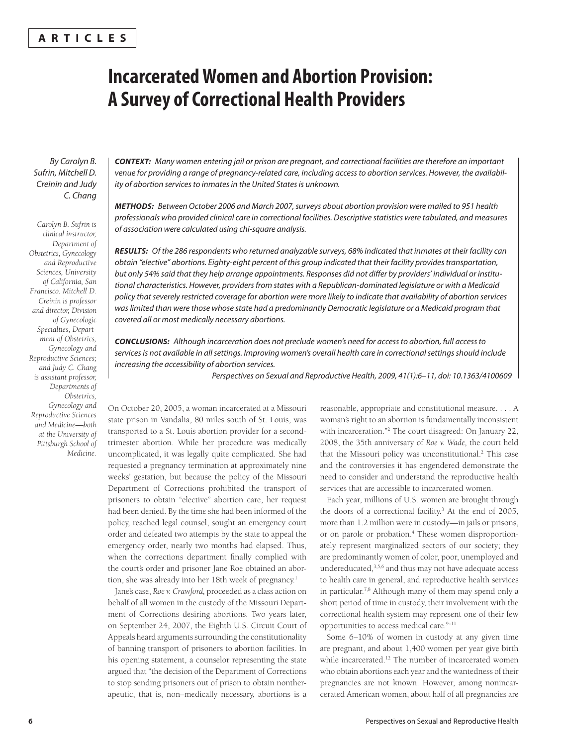ARTICLES

# Incarcerated Women and Abortion Provision: A Survey of Correctional Health Providers

*By Carolyn B. Sufrin, Mitchell D. Creinin and Judy C. Chang*

*Carolyn B. Sufrin is clinical instructor, Department of Obstetrics, Gynecology and Reproductive Sciences, University of California, San Francisco. Mitchell D. Creinin is professor and director, Division of Gynecologic Specialties, Department of Obstetrics, Gynecology and Reproductive Sciences; and Judy C. Chang is assistant professor, Departments of Obstetrics, Gynecology and Reproductive Sciences and Medicine—both at the University of Pittsburgh School of Medicine.*

***CONTEXT:*** *Many women entering jail or prison are pregnant, and correctional facilities are therefore an important venue for providing a range of pregnancy-related care, including access to abortion services. However, the availability of abortion services to inmates in the United States is unknown.*

***METHODS:*** *Between October 2006 and March 2007, surveys about abortion provision were mailed to 951 health professionals who provided clinical care in correctional facilities. Descriptive statistics were tabulated, and measures of association were calculated using chi-square analysis.*

***RESULTS:*** *Of the 286 respondents who returned analyzable surveys, 68% indicated that inmates at their facility can obtain "elective" abortions. Eighty-eight percent of this group indicated that their facility provides transportation, but only 54% said that they help arrange appointments. Responses did not differ by providers' individual or institutional characteristics. However, providers from states with a Republican-dominated legislature or with a Medicaid policy that severely restricted coverage for abortion were more likely to indicate that availability of abortion services was limited than were those whose state had a predominantly Democratic legislature or a Medicaid program that covered all or most medically necessary abortions.*

***CONCLUSIONS:*** *Although incarceration does not preclude women's need for access to abortion, full access to services is not available in all settings. Improving women's overall health care in correctional settings should include increasing the accessibility of abortion services.*

*Perspectives on Sexual and Reproductive Health, 2009, 41(1):6–11, doi: 10.1363/4100609*

On October 20, 2005, a woman incarcerated at a Missouri state prison in Vandalia, 80 miles south of St. Louis, was transported to a St. Louis abortion provider for a second-trimester abortion. While her procedure was medically uncomplicated, it was legally quite complicated. She had requested a pregnancy termination at approximately nine weeks' gestation, but because the policy of the Missouri Department of Corrections prohibited the transport of prisoners to obtain "elective" abortion care, her request had been denied. By the time she had been informed of the policy, reached legal counsel, sought an emergency court order and defeated two attempts by the state to appeal the emergency order, nearly two months had elapsed. Thus, when the corrections department finally complied with the court's order and prisoner Jane Roe obtained an abortion, she was already into her 18th week of pregnancy.[1]

Jane's case, *Roe v. Crawford,* proceeded as a class action on behalf of all women in the custody of the Missouri Department of Corrections desiring abortions. Two years later, on September 24, 2007, the Eighth U.S. Circuit Court of Appeals heard arguments surrounding the constitutionality of banning transport of prisoners to abortion facilities. In his opening statement, a counselor representing the state argued that "the decision of the Department of Corrections to stop sending prisoners out of prison to obtain nontherapeutic, that is, non–medically necessary, abortions is a reasonable, appropriate and constitutional measure. . . . A woman's right to an abortion is fundamentally inconsistent with incarceration."[2] The court disagreed: On January 22, 2008, the 35th anniversary of *Roe v. Wade,* the court held that the Missouri policy was unconstitutional.[2] This case and the controversies it has engendered demonstrate the need to consider and understand the reproductive health services that are accessible to incarcerated women.

Each year, millions of U.S. women are brought through the doors of a correctional facility.[3] At the end of 2005, more than 1.2 million were in custody—in jails or prisons, or on parole or probation.[4] These women disproportionately represent marginalized sectors of our society; they are predominantly women of color, poor, unemployed and undereducated,[3,5,6] and thus may not have adequate access to health care in general, and reproductive health services in particular.[7,8] Although many of them may spend only a short period of time in custody, their involvement with the correctional health system may represent one of their few opportunities to access medical care.[9–11]

Some 6–10% of women in custody at any given time are pregnant, and about 1,400 women per year give birth while incarcerated.[12] The number of incarcerated women who obtain abortions each year and the wantedness of their pregnancies are not known. However, among nonincarcerated American women, about half of all pregnancies are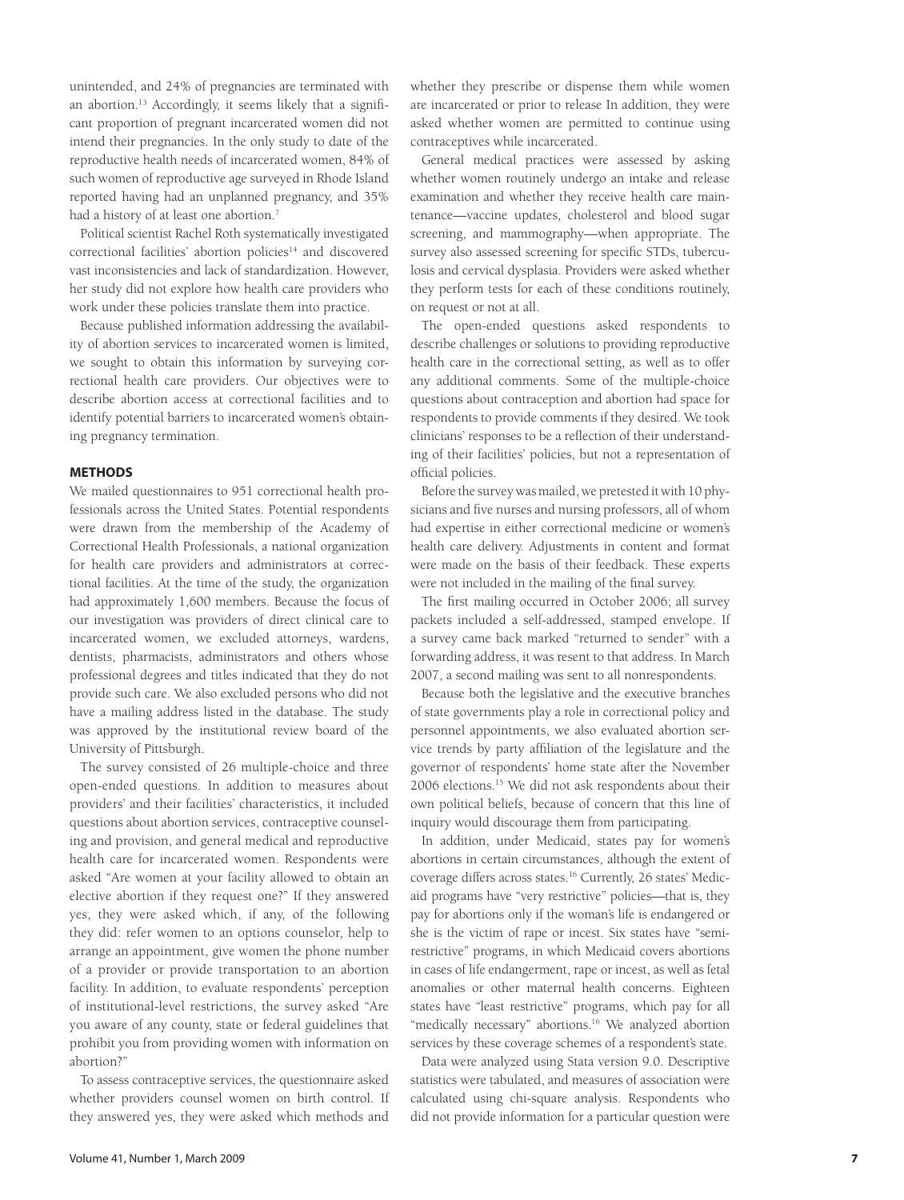unintended, and 24% of pregnancies are terminated with an abortion.[13] Accordingly, it seems likely that a significant proportion of pregnant incarcerated women did not intend their pregnancies. In the only study to date of the reproductive health needs of incarcerated women, 84% of such women of reproductive age surveyed in Rhode Island reported having had an unplanned pregnancy, and 35% had a history of at least one abortion.[7]

Political scientist Rachel Roth systematically investigated correctional facilities' abortion policies[14] and discovered vast inconsistencies and lack of standardization. However, her study did not explore how health care providers who work under these policies translate them into practice.

Because published information addressing the availability of abortion services to incarcerated women is limited, we sought to obtain this information by surveying correctional health care providers. Our objectives were to describe abortion access at correctional facilities and to identify potential barriers to incarcerated women's obtaining pregnancy termination.

## METHODS

We mailed questionnaires to 951 correctional health professionals across the United States. Potential respondents were drawn from the membership of the Academy of Correctional Health Professionals, a national organization for health care providers and administrators at correctional facilities. At the time of the study, the organization had approximately 1,600 members. Because the focus of our investigation was providers of direct clinical care to incarcerated women, we excluded attorneys, wardens, dentists, pharmacists, administrators and others whose professional degrees and titles indicated that they do not provide such care. We also excluded persons who did not have a mailing address listed in the database. The study was approved by the institutional review board of the University of Pittsburgh.

The survey consisted of 26 multiple-choice and three open-ended questions. In addition to measures about providers' and their facilities' characteristics, it included questions about abortion services, contraceptive counseling and provision, and general medical and reproductive health care for incarcerated women. Respondents were asked "Are women at your facility allowed to obtain an elective abortion if they request one?" If they answered yes, they were asked which, if any, of the following they did: refer women to an options counselor, help to arrange an appointment, give women the phone number of a provider or provide transportation to an abortion facility. In addition, to evaluate respondents' perception of institutional-level restrictions, the survey asked "Are you aware of any county, state or federal guidelines that prohibit you from providing women with information on abortion?"

To assess contraceptive services, the questionnaire asked whether providers counsel women on birth control. If they answered yes, they were asked which methods and whether they prescribe or dispense them while women are incarcerated or prior to release In addition, they were asked whether women are permitted to continue using contraceptives while incarcerated.

General medical practices were assessed by asking whether women routinely undergo an intake and release examination and whether they receive health care maintenance—vaccine updates, cholesterol and blood sugar screening, and mammography—when appropriate. The survey also assessed screening for specific STDs, tuberculosis and cervical dysplasia. Providers were asked whether they perform tests for each of these conditions routinely, on request or not at all.

The open-ended questions asked respondents to describe challenges or solutions to providing reproductive health care in the correctional setting, as well as to offer any additional comments. Some of the multiple-choice questions about contraception and abortion had space for respondents to provide comments if they desired. We took clinicians' responses to be a reflection of their understanding of their facilities' policies, but not a representation of official policies.

Before the survey was mailed, we pretested it with 10 physicians and five nurses and nursing professors, all of whom had expertise in either correctional medicine or women's health care delivery. Adjustments in content and format were made on the basis of their feedback. These experts were not included in the mailing of the final survey.

The first mailing occurred in October 2006; all survey packets included a self-addressed, stamped envelope. If a survey came back marked "returned to sender" with a forwarding address, it was resent to that address. In March 2007, a second mailing was sent to all nonrespondents.

Because both the legislative and the executive branches of state governments play a role in correctional policy and personnel appointments, we also evaluated abortion service trends by party affiliation of the legislature and the governor of respondents' home state after the November 2006 elections.[15] We did not ask respondents about their own political beliefs, because of concern that this line of inquiry would discourage them from participating.

In addition, under Medicaid, states pay for women's abortions in certain circumstances, although the extent of coverage differs across states.[16] Currently, 26 states' Medicaid programs have "very restrictive" policies—that is, they pay for abortions only if the woman's life is endangered or she is the victim of rape or incest. Six states have "semirestrictive" programs, in which Medicaid covers abortions in cases of life endangerment, rape or incest, as well as fetal anomalies or other maternal health concerns. Eighteen states have "least restrictive" programs, which pay for all "medically necessary" abortions.[16] We analyzed abortion services by these coverage schemes of a respondent's state.

Data were analyzed using Stata version 9.0. Descriptive statistics were tabulated, and measures of association were calculated using chi-square analysis. Respondents who did not provide information for a particular question were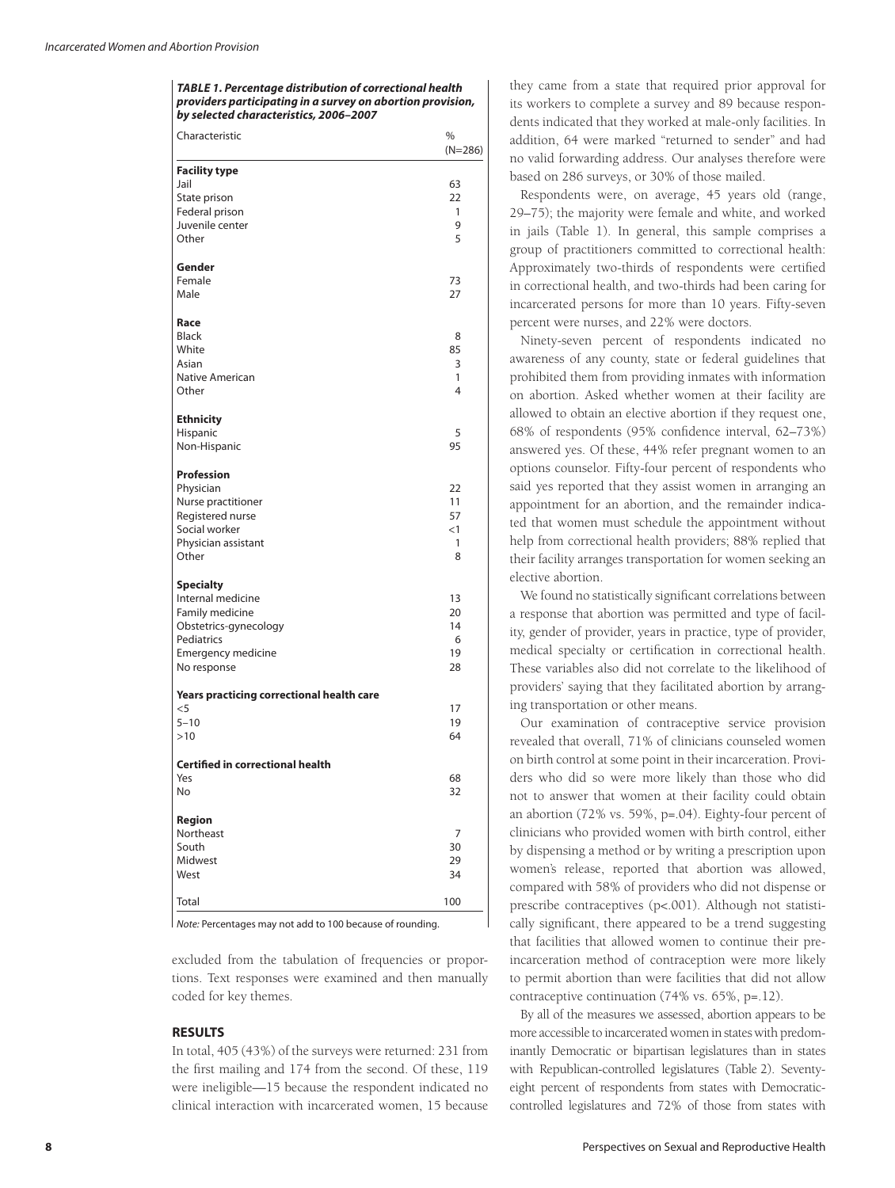**TABLE 1. Percentage distribution of correctional health providers participating in a survey on abortion provision, by selected characteristics, 2006–2007**

| Characteristic | % (N=286) |
|---|---|
| **Facility type** | |
| Jail | 63 |
| State prison | 22 |
| Federal prison | 1 |
| Juvenile center | 9 |
| Other | 5 |
| **Gender** | |
| Female | 73 |
| Male | 27 |
| **Race** | |
| Black | 8 |
| White | 85 |
| Asian | 3 |
| Native American | 1 |
| Other | 4 |
| **Ethnicity** | |
| Hispanic | 5 |
| Non-Hispanic | 95 |
| **Profession** | |
| Physician | 22 |
| Nurse practitioner | 11 |
| Registered nurse | 57 |
| Social worker | <1 |
| Physician assistant | 1 |
| Other | 8 |
| **Specialty** | |
| Internal medicine | 13 |
| Family medicine | 20 |
| Obstetrics-gynecology | 14 |
| Pediatrics | 6 |
| Emergency medicine | 19 |
| No response | 28 |
| **Years practicing correctional health care** | |
| <5 | 17 |
| 5–10 | 19 |
| >10 | 64 |
| **Certified in correctional health** | |
| Yes | 68 |
| No | 32 |
| **Region** | |
| Northeast | 7 |
| South | 30 |
| Midwest | 29 |
| West | 34 |
| Total | 100 |

*Note:* Percentages may not add to 100 because of rounding.

excluded from the tabulation of frequencies or proportions. Text responses were examined and then manually coded for key themes.

## RESULTS

In total, 405 (43%) of the surveys were returned: 231 from the first mailing and 174 from the second. Of these, 119 were ineligible—15 because the respondent indicated no clinical interaction with incarcerated women, 15 because they came from a state that required prior approval for its workers to complete a survey and 89 because respondents indicated that they worked at male-only facilities. In addition, 64 were marked "returned to sender" and had no valid forwarding address. Our analyses therefore were based on 286 surveys, or 30% of those mailed.

Respondents were, on average, 45 years old (range, 29–75); the majority were female and white, and worked in jails (Table 1). In general, this sample comprises a group of practitioners committed to correctional health: Approximately two-thirds of respondents were certified in correctional health, and two-thirds had been caring for incarcerated persons for more than 10 years. Fifty-seven percent were nurses, and 22% were doctors.

Ninety-seven percent of respondents indicated no awareness of any county, state or federal guidelines that prohibited them from providing inmates with information on abortion. Asked whether women at their facility are allowed to obtain an elective abortion if they request one, 68% of respondents (95% confidence interval, 62–73%) answered yes. Of these, 44% refer pregnant women to an options counselor. Fifty-four percent of respondents who said yes reported that they assist women in arranging an appointment for an abortion, and the remainder indicated that women must schedule the appointment without help from correctional health providers; 88% replied that their facility arranges transportation for women seeking an elective abortion.

We found no statistically significant correlations between a response that abortion was permitted and type of facility, gender of provider, years in practice, type of provider, medical specialty or certification in correctional health. These variables also did not correlate to the likelihood of providers' saying that they facilitated abortion by arranging transportation or other means.

Our examination of contraceptive service provision revealed that overall, 71% of clinicians counseled women on birth control at some point in their incarceration. Providers who did so were more likely than those who did not to answer that women at their facility could obtain an abortion (72% vs. 59%, $p=.04$). Eighty-four percent of clinicians who provided women with birth control, either by dispensing a method or by writing a prescription upon women's release, reported that abortion was allowed, compared with 58% of providers who did not dispense or prescribe contraceptives ($p<.001$). Although not statistically significant, there appeared to be a trend suggesting that facilities that allowed women to continue their pre-incarceration method of contraception were more likely to permit abortion than were facilities that did not allow contraceptive continuation (74% vs. 65%, $p=.12$).

By all of the measures we assessed, abortion appears to be more accessible to incarcerated women in states with predominantly Democratic or bipartisan legislatures than in states with Republican-controlled legislatures (Table 2). Seventy-eight percent of respondents from states with Democratic-controlled legislatures and 72% of those from states with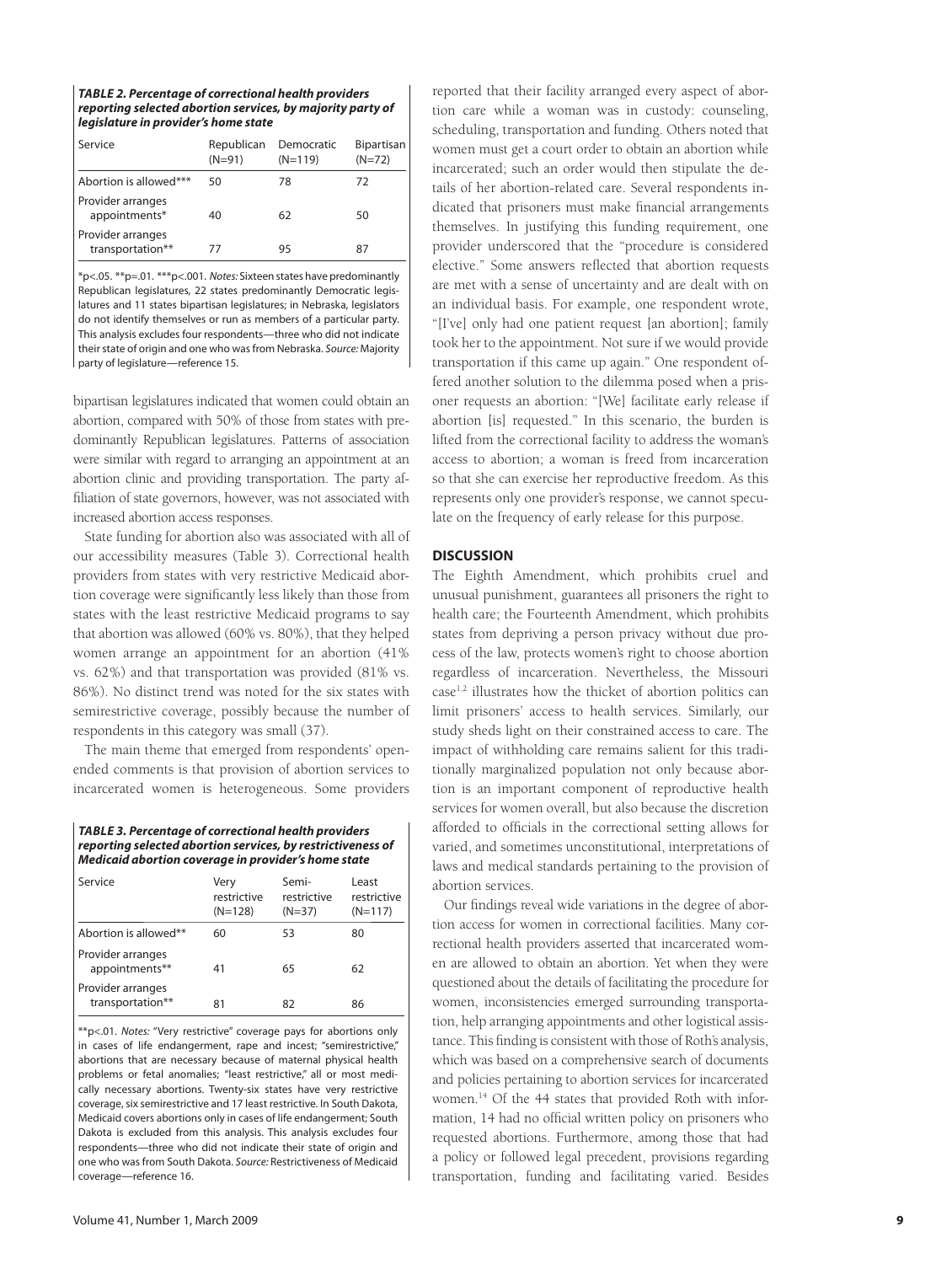***TABLE 2. Percentage of correctional health providers reporting selected abortion services, by majority party of legislature in provider's home state***

| Service | Republican (N=91) | Democratic (N=119) | Bipartisan (N=72) |
|---|---|---|---|
| Abortion is allowed*** | 50 | 78 | 72 |
| Provider arranges appointments* | 40 | 62 | 50 |
| Provider arranges transportation** | 77 | 95 | 87 |

*p<.05. **p=.01. ***p<.001. *Notes:* Sixteen states have predominantly Republican legislatures, 22 states predominantly Democratic legislatures and 11 states bipartisan legislatures; in Nebraska, legislators do not identify themselves or run as members of a particular party. This analysis excludes four respondents—three who did not indicate their state of origin and one who was from Nebraska. *Source:* Majority party of legislature—reference 15.

bipartisan legislatures indicated that women could obtain an abortion, compared with 50% of those from states with predominantly Republican legislatures. Patterns of association were similar with regard to arranging an appointment at an abortion clinic and providing transportation. The party affiliation of state governors, however, was not associated with increased abortion access responses.

State funding for abortion also was associated with all of our accessibility measures (Table 3). Correctional health providers from states with very restrictive Medicaid abortion coverage were significantly less likely than those from states with the least restrictive Medicaid programs to say that abortion was allowed (60% vs. 80%), that they helped women arrange an appointment for an abortion (41% vs. 62%) and that transportation was provided (81% vs. 86%). No distinct trend was noted for the six states with semirestrictive coverage, possibly because the number of respondents in this category was small (37).

The main theme that emerged from respondents' open-ended comments is that provision of abortion services to incarcerated women is heterogeneous. Some providers reported that their facility arranged every aspect of abortion care while a woman was in custody: counseling, scheduling, transportation and funding. Others noted that women must get a court order to obtain an abortion while incarcerated; such an order would then stipulate the details of her abortion-related care. Several respondents indicated that prisoners must make financial arrangements themselves. In justifying this funding requirement, one provider underscored that the "procedure is considered elective." Some answers reflected that abortion requests are met with a sense of uncertainty and are dealt with on an individual basis. For example, one respondent wrote, "[I've] only had one patient request [an abortion]; family took her to the appointment. Not sure if we would provide transportation if this came up again." One respondent offered another solution to the dilemma posed when a prisoner requests an abortion: "[We] facilitate early release if abortion [is] requested." In this scenario, the burden is lifted from the correctional facility to address the woman's access to abortion; a woman is freed from incarceration so that she can exercise her reproductive freedom. As this represents only one provider's response, we cannot speculate on the frequency of early release for this purpose.

***TABLE 3. Percentage of correctional health providers reporting selected abortion services, by restrictiveness of Medicaid abortion coverage in provider's home state***

| Service | Very restrictive (N=128) | Semi-restrictive (N=37) | Least restrictive (N=117) |
|---|---|---|---|
| Abortion is allowed** | 60 | 53 | 80 |
| Provider arranges appointments** | 41 | 65 | 62 |
| Provider arranges transportation** | 81 | 82 | 86 |

**p<.01. *Notes:* "Very restrictive" coverage pays for abortions only in cases of life endangerment, rape and incest; "semirestrictive," abortions that are necessary because of maternal physical health problems or fetal anomalies; "least restrictive," all or most medically necessary abortions. Twenty-six states have very restrictive coverage, six semirestrictive and 17 least restrictive. In South Dakota, Medicaid covers abortions only in cases of life endangerment; South Dakota is excluded from this analysis. This analysis excludes four respondents—three who did not indicate their state of origin and one who was from South Dakota. *Source:* Restrictiveness of Medicaid coverage—reference 16.

## DISCUSSION

The Eighth Amendment, which prohibits cruel and unusual punishment, guarantees all prisoners the right to health care; the Fourteenth Amendment, which prohibits states from depriving a person privacy without due process of the law, protects women's right to choose abortion regardless of incarceration. Nevertheless, the Missouri case[1,2] illustrates how the thicket of abortion politics can limit prisoners' access to health services. Similarly, our study sheds light on their constrained access to care. The impact of withholding care remains salient for this traditionally marginalized population not only because abortion is an important component of reproductive health services for women overall, but also because the discretion afforded to officials in the correctional setting allows for varied, and sometimes unconstitutional, interpretations of laws and medical standards pertaining to the provision of abortion services.

Our findings reveal wide variations in the degree of abortion access for women in correctional facilities. Many correctional health providers asserted that incarcerated women are allowed to obtain an abortion. Yet when they were questioned about the details of facilitating the procedure for women, inconsistencies emerged surrounding transportation, help arranging appointments and other logistical assistance. This finding is consistent with those of Roth's analysis, which was based on a comprehensive search of documents and policies pertaining to abortion services for incarcerated women.[14] Of the 44 states that provided Roth with information, 14 had no official written policy on prisoners who requested abortions. Furthermore, among those that had a policy or followed legal precedent, provisions regarding transportation, funding and facilitating varied. Besides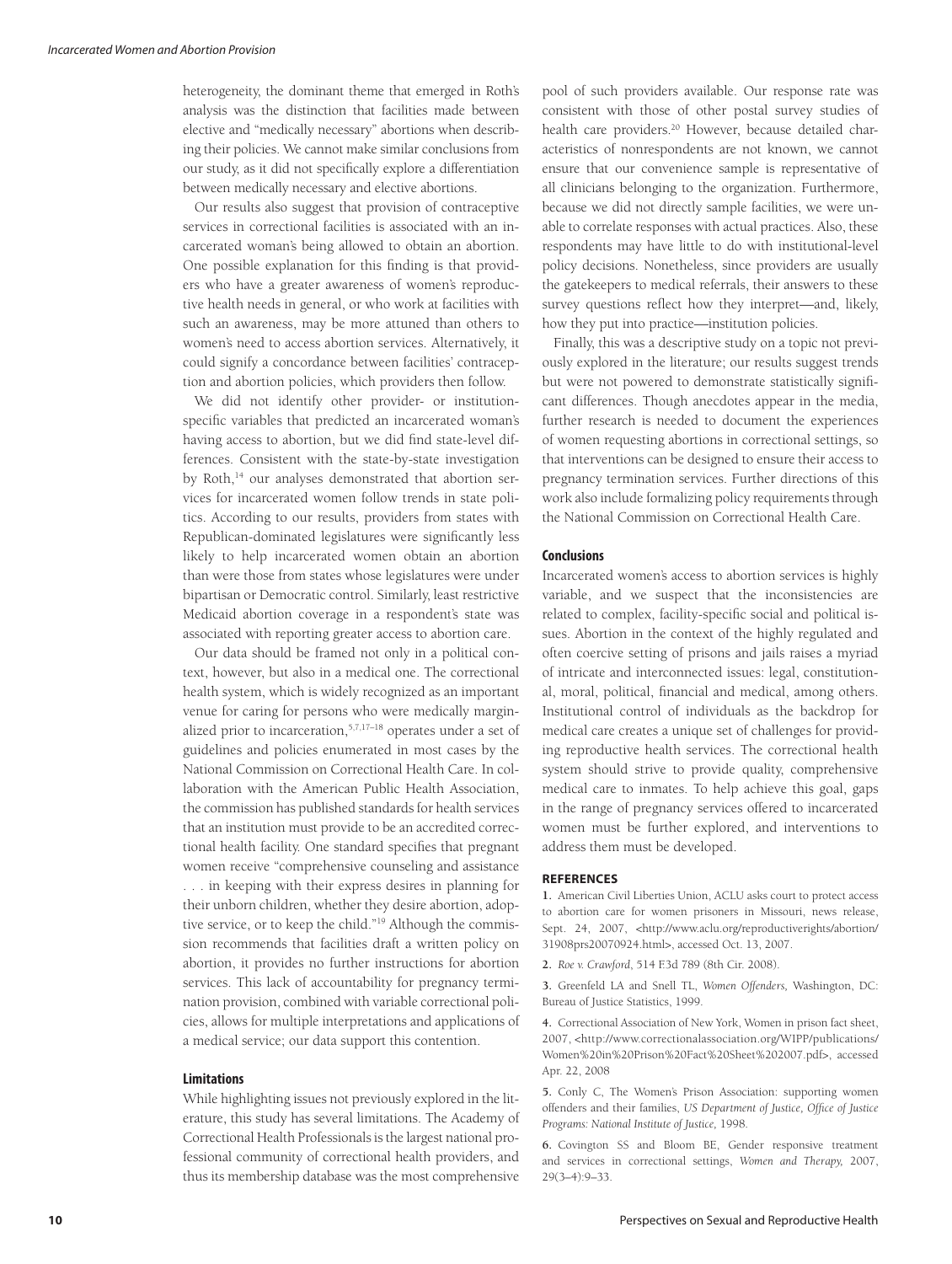heterogeneity, the dominant theme that emerged in Roth's analysis was the distinction that facilities made between elective and "medically necessary" abortions when describing their policies. We cannot make similar conclusions from our study, as it did not specifically explore a differentiation between medically necessary and elective abortions.

Our results also suggest that provision of contraceptive services in correctional facilities is associated with an incarcerated woman's being allowed to obtain an abortion. One possible explanation for this finding is that providers who have a greater awareness of women's reproductive health needs in general, or who work at facilities with such an awareness, may be more attuned than others to women's need to access abortion services. Alternatively, it could signify a concordance between facilities' contraception and abortion policies, which providers then follow.

We did not identify other provider- or institution-specific variables that predicted an incarcerated woman's having access to abortion, but we did find state-level differences. Consistent with the state-by-state investigation by Roth,[14] our analyses demonstrated that abortion services for incarcerated women follow trends in state politics. According to our results, providers from states with Republican-dominated legislatures were significantly less likely to help incarcerated women obtain an abortion than were those from states whose legislatures were under bipartisan or Democratic control. Similarly, least restrictive Medicaid abortion coverage in a respondent's state was associated with reporting greater access to abortion care.

Our data should be framed not only in a political context, however, but also in a medical one. The correctional health system, which is widely recognized as an important venue for caring for persons who were medically marginalized prior to incarceration,[5,7,17–18] operates under a set of guidelines and policies enumerated in most cases by the National Commission on Correctional Health Care. In collaboration with the American Public Health Association, the commission has published standards for health services that an institution must provide to be an accredited correctional health facility. One standard specifies that pregnant women receive "comprehensive counseling and assistance . . . in keeping with their express desires in planning for their unborn children, whether they desire abortion, adoptive service, or to keep the child."[19] Although the commission recommends that facilities draft a written policy on abortion, it provides no further instructions for abortion services. This lack of accountability for pregnancy termination provision, combined with variable correctional policies, allows for multiple interpretations and applications of a medical service; our data support this contention.

### Limitations

While highlighting issues not previously explored in the literature, this study has several limitations. The Academy of Correctional Health Professionals is the largest national professional community of correctional health providers, and thus its membership database was the most comprehensive pool of such providers available. Our response rate was consistent with those of other postal survey studies of health care providers.[20] However, because detailed characteristics of nonrespondents are not known, we cannot ensure that our convenience sample is representative of all clinicians belonging to the organization. Furthermore, because we did not directly sample facilities, we were unable to correlate responses with actual practices. Also, these respondents may have little to do with institutional-level policy decisions. Nonetheless, since providers are usually the gatekeepers to medical referrals, their answers to these survey questions reflect how they interpret—and, likely, how they put into practice—institution policies.

Finally, this was a descriptive study on a topic not previously explored in the literature; our results suggest trends but were not powered to demonstrate statistically significant differences. Though anecdotes appear in the media, further research is needed to document the experiences of women requesting abortions in correctional settings, so that interventions can be designed to ensure their access to pregnancy termination services. Further directions of this work also include formalizing policy requirements through the National Commission on Correctional Health Care.

### Conclusions

Incarcerated women's access to abortion services is highly variable, and we suspect that the inconsistencies are related to complex, facility-specific social and political issues. Abortion in the context of the highly regulated and often coercive setting of prisons and jails raises a myriad of intricate and interconnected issues: legal, constitutional, moral, political, financial and medical, among others. Institutional control of individuals as the backdrop for medical care creates a unique set of challenges for providing reproductive health services. The correctional health system should strive to provide quality, comprehensive medical care to inmates. To help achieve this goal, gaps in the range of pregnancy services offered to incarcerated women must be further explored, and interventions to address them must be developed.

### REFERENCES

1. American Civil Liberties Union, ACLU asks court to protect access to abortion care for women prisoners in Missouri, news release, Sept. 24, 2007, <http://www.aclu.org/reproductiverights/abortion/31908prs20070924.html>, accessed Oct. 13, 2007.

2. *Roe v. Crawford*, 514 F.3d 789 (8th Cir. 2008).

3. Greenfeld LA and Snell TL, *Women Offenders*, Washington, DC: Bureau of Justice Statistics, 1999.

4. Correctional Association of New York, Women in prison fact sheet, 2007, <http://www.correctionalassociation.org/WIPP/publications/Women%20in%20Prison%20Fact%20Sheet%202007.pdf>, accessed Apr. 22, 2008

5. Conly C, The Women's Prison Association: supporting women offenders and their families, *US Department of Justice, Office of Justice Programs: National Institute of Justice*, 1998.

6. Covington SS and Bloom BE, Gender responsive treatment and services in correctional settings, *Women and Therapy*, 2007, 29(3–4):9–33.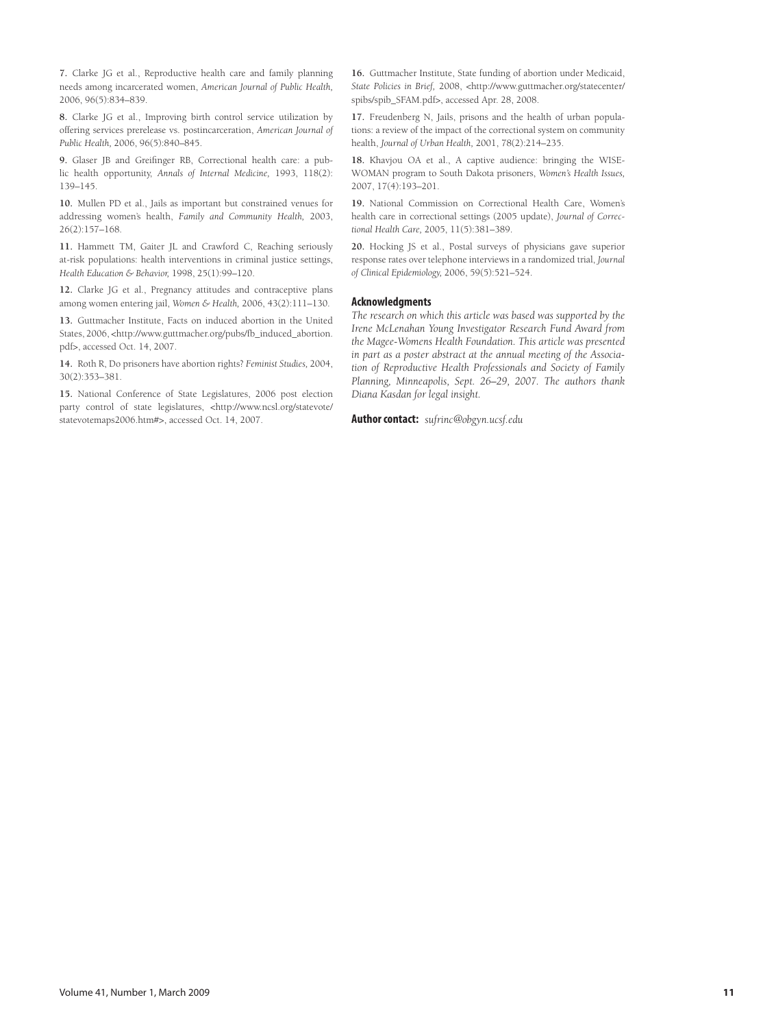**7.** Clarke JG et al., Reproductive health care and family planning needs among incarcerated women, *American Journal of Public Health,* 2006, 96(5):834–839.

**8.** Clarke JG et al., Improving birth control service utilization by offering services prerelease vs. postincarceration, *American Journal of Public Health,* 2006, 96(5):840–845.

**9.** Glaser JB and Greifinger RB, Correctional health care: a public health opportunity, *Annals of Internal Medicine,* 1993, 118(2): 139–145.

**10.** Mullen PD et al., Jails as important but constrained venues for addressing women's health, *Family and Community Health,* 2003, 26(2):157–168.

**11.** Hammett TM, Gaiter JL and Crawford C, Reaching seriously at-risk populations: health interventions in criminal justice settings, *Health Education & Behavior,* 1998, 25(1):99–120.

**12.** Clarke JG et al., Pregnancy attitudes and contraceptive plans among women entering jail, *Women & Health,* 2006, 43(2):111–130.

**13.** Guttmacher Institute, Facts on induced abortion in the United States, 2006, <http://www.guttmacher.org/pubs/fb_induced_abortion.pdf>, accessed Oct. 14, 2007.

**14.** Roth R, Do prisoners have abortion rights? *Feminist Studies,* 2004, 30(2):353–381.

**15.** National Conference of State Legislatures, 2006 post election party control of state legislatures, <http://www.ncsl.org/statevote/statevotemaps2006.htm#>, accessed Oct. 14, 2007.

**16.** Guttmacher Institute, State funding of abortion under Medicaid, *State Policies in Brief,* 2008, <http://www.guttmacher.org/statecenter/spibs/spib_SFAM.pdf>, accessed Apr. 28, 2008.

**17.** Freudenberg N, Jails, prisons and the health of urban populations: a review of the impact of the correctional system on community health, *Journal of Urban Health,* 2001, 78(2):214–235.

**18.** Khavjou OA et al., A captive audience: bringing the WISEWOMAN program to South Dakota prisoners, *Women's Health Issues,* 2007, 17(4):193–201.

**19.** National Commission on Correctional Health Care, Women's health care in correctional settings (2005 update), *Journal of Correctional Health Care,* 2005, 11(5):381–389.

**20.** Hocking JS et al., Postal surveys of physicians gave superior response rates over telephone interviews in a randomized trial, *Journal of Clinical Epidemiology,* 2006, 59(5):521–524.

### Acknowledgments

*The research on which this article was based was supported by the Irene McLenahan Young Investigator Research Fund Award from the Magee-Womens Health Foundation. This article was presented in part as a poster abstract at the annual meeting of the Association of Reproductive Health Professionals and Society of Family Planning, Minneapolis, Sept. 26–29, 2007. The authors thank Diana Kasdan for legal insight.*

**Author contact:** *sufrinc@obgyn.ucsf.edu*